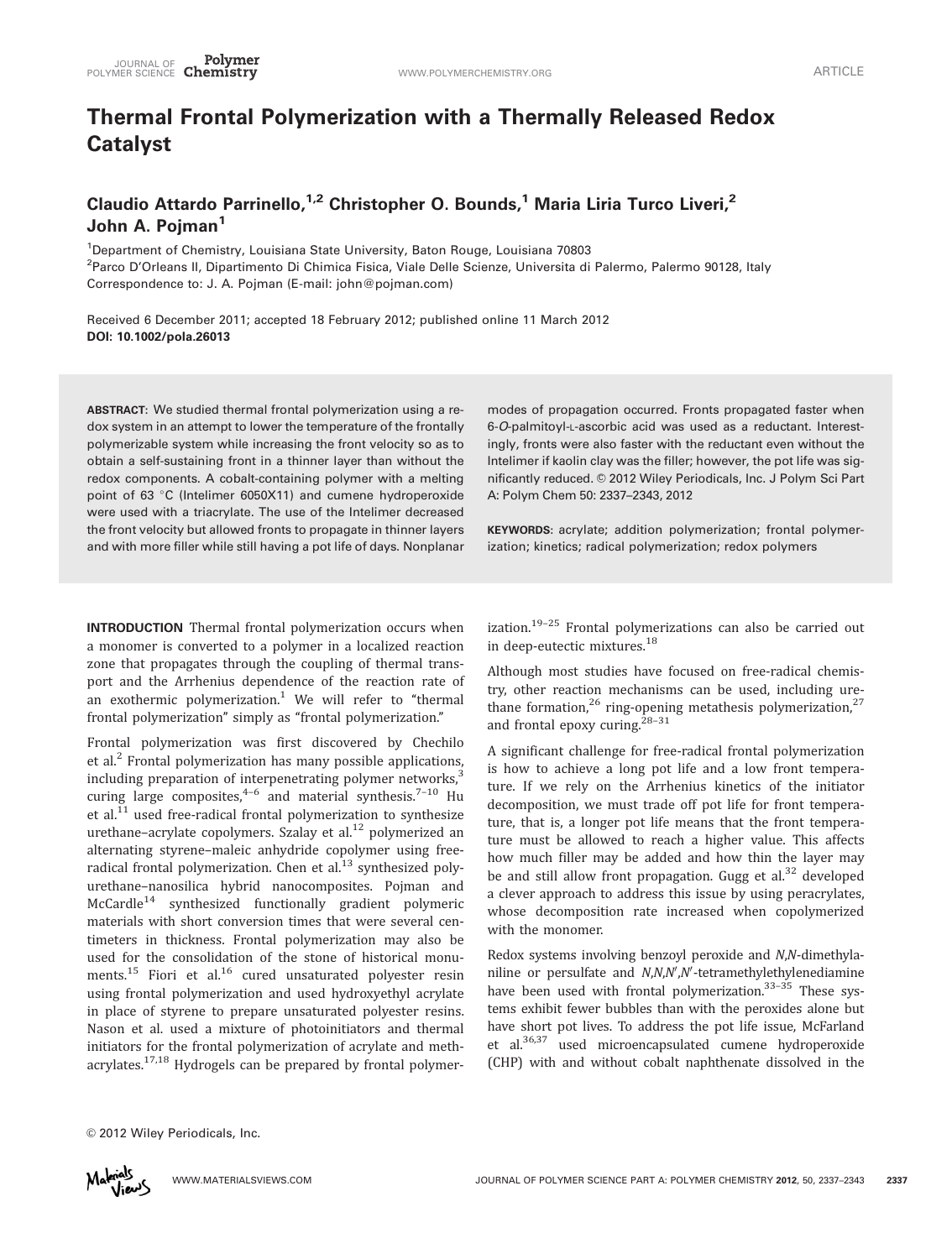# Thermal Frontal Polymerization with a Thermally Released Redox Catalyst

**Claudio Attardo Parrinello,[1,2] Christopher O. Bounds,[1] Maria Liria Turco Liveri,[2] John A. Pojman[1]**

[1]Department of Chemistry, Louisiana State University, Baton Rouge, Louisiana 70803
[2]Parco D'Orleans II, Dipartimento Di Chimica Fisica, Viale Delle Scienze, Universita di Palermo, Palermo 90128, Italy
Correspondence to: J. A. Pojman (E-mail: john@pojman.com)

Received 6 December 2011; accepted 18 February 2012; published online 11 March 2012
**DOI: 10.1002/pola.26013**

**ABSTRACT**: We studied thermal frontal polymerization using a redox system in an attempt to lower the temperature of the frontally polymerizable system while increasing the front velocity so as to obtain a self-sustaining front in a thinner layer than without the redox components. A cobalt-containing polymer with a melting point of 63 °C (Intelimer 6050X11) and cumene hydroperoxide were used with a triacrylate. The use of the Intelimer decreased the front velocity but allowed fronts to propagate in thinner layers and with more filler while still having a pot life of days. Nonplanar modes of propagation occurred. Fronts propagated faster when 6-*O*-palmitoyl-L-ascorbic acid was used as a reductant. Interestingly, fronts were also faster with the reductant even without the Intelimer if kaolin clay was the filler; however, the pot life was significantly reduced. © 2012 Wiley Periodicals, Inc. J Polym Sci Part A: Polym Chem 50: 2337–2343, 2012

**KEYWORDS**: acrylate; addition polymerization; frontal polymerization; kinetics; radical polymerization; redox polymers

**INTRODUCTION** Thermal frontal polymerization occurs when a monomer is converted to a polymer in a localized reaction zone that propagates through the coupling of thermal transport and the Arrhenius dependence of the reaction rate of an exothermic polymerization.[1] We will refer to "thermal frontal polymerization" simply as "frontal polymerization."

Frontal polymerization was first discovered by Chechilo et al.[2] Frontal polymerization has many possible applications, including preparation of interpenetrating polymer networks,[3] curing large composites,[4–6] and material synthesis.[7–10] Hu et al.[11] used free-radical frontal polymerization to synthesize urethane–acrylate copolymers. Szalay et al.[12] polymerized an alternating styrene–maleic anhydride copolymer using free-radical frontal polymerization. Chen et al.[13] synthesized polyurethane–nanosilica hybrid nanocomposites. Pojman and McCardle[14] synthesized functionally gradient polymeric materials with short conversion times that were several centimeters in thickness. Frontal polymerization may also be used for the consolidation of the stone of historical monuments.[15] Fiori et al.[16] cured unsaturated polyester resin using frontal polymerization and used hydroxyethyl acrylate in place of styrene to prepare unsaturated polyester resins. Nason et al. used a mixture of photoinitiators and thermal initiators for the frontal polymerization of acrylate and methacrylates.[17,18] Hydrogels can be prepared by frontal polymerization.[19–25] Frontal polymerizations can also be carried out in deep-eutectic mixtures.[18]

Although most studies have focused on free-radical chemistry, other reaction mechanisms can be used, including urethane formation,[26] ring-opening metathesis polymerization,[27] and frontal epoxy curing.[28–31]

A significant challenge for free-radical frontal polymerization is how to achieve a long pot life and a low front temperature. If we rely on the Arrhenius kinetics of the initiator decomposition, we must trade off pot life for front temperature, that is, a longer pot life means that the front temperature must be allowed to reach a higher value. This affects how much filler may be added and how thin the layer may be and still allow front propagation. Gugg et al.[32] developed a clever approach to address this issue by using peracrylates, whose decomposition rate increased when copolymerized with the monomer.

Redox systems involving benzoyl peroxide and *N,N*-dimethylaniline or persulfate and *N,N,N′,N′*-tetramethylethylenediamine have been used with frontal polymerization.[33–35] These systems exhibit fewer bubbles than with the peroxides alone but have short pot lives. To address the pot life issue, McFarland et al.[36,37] used microencapsulated cumene hydroperoxide (CHP) with and without cobalt naphthenate dissolved in the

© 2012 Wiley Periodicals, Inc.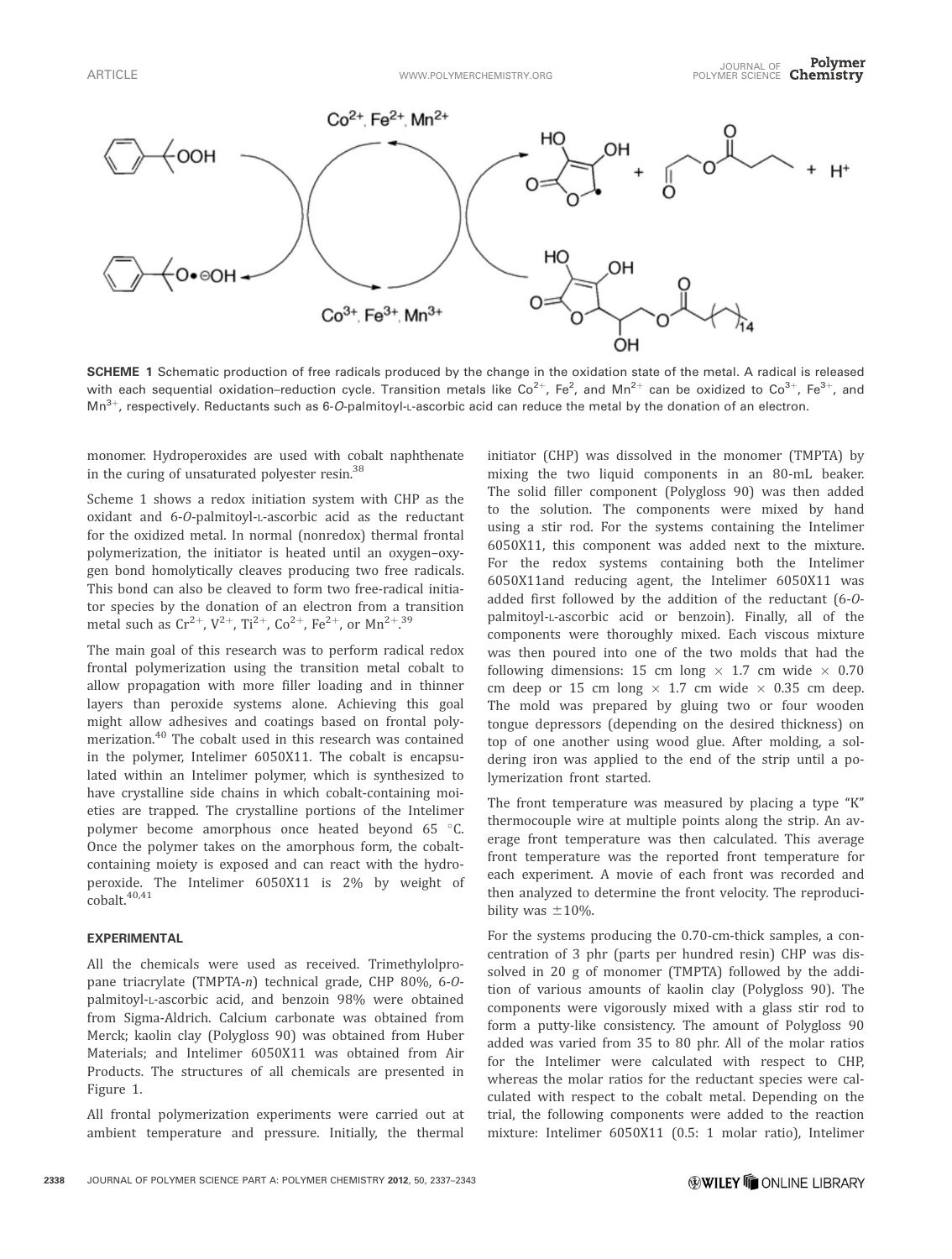**SCHEME 1** Schematic production of free radicals produced by the change in the oxidation state of the metal. A radical is released with each sequential oxidation–reduction cycle. Transition metals like $Co^{2+}$, $Fe^{2}$, and $Mn^{2+}$ can be oxidized to $Co^{3+}$, $Fe^{3+}$, and $Mn^{3+}$, respectively. Reductants such as 6-*O*-palmitoyl-L-ascorbic acid can reduce the metal by the donation of an electron.

monomer. Hydroperoxides are used with cobalt naphthenate in the curing of unsaturated polyester resin.[38]

Scheme 1 shows a redox initiation system with CHP as the oxidant and 6-*O*-palmitoyl-L-ascorbic acid as the reductant for the oxidized metal. In normal (nonredox) thermal frontal polymerization, the initiator is heated until an oxygen–oxygen bond homolytically cleaves producing two free radicals. This bond can also be cleaved to form two free-radical initiator species by the donation of an electron from a transition metal such as $Cr^{2+}$, $V^{2+}$, $Ti^{2+}$, $Co^{2+}$, $Fe^{2+}$, or $Mn^{2+}$.[39]

The main goal of this research was to perform radical redox frontal polymerization using the transition metal cobalt to allow propagation with more filler loading and in thinner layers than peroxide systems alone. Achieving this goal might allow adhesives and coatings based on frontal polymerization.[40] The cobalt used in this research was contained in the polymer, Intelimer 6050X11. The cobalt is encapsulated within an Intelimer polymer, which is synthesized to have crystalline side chains in which cobalt-containing moieties are trapped. The crystalline portions of the Intelimer polymer become amorphous once heated beyond 65 °C. Once the polymer takes on the amorphous form, the cobalt-containing moiety is exposed and can react with the hydroperoxide. The Intelimer 6050X11 is 2% by weight of cobalt.[40,41]

## EXPERIMENTAL

All the chemicals were used as received. Trimethylolpropane triacrylate (TMPTA-*n*) technical grade, CHP 80%, 6-*O*-palmitoyl-L-ascorbic acid, and benzoin 98% were obtained from Sigma-Aldrich. Calcium carbonate was obtained from Merck; kaolin clay (Polygloss 90) was obtained from Huber Materials; and Intelimer 6050X11 was obtained from Air Products. The structures of all chemicals are presented in Figure 1.

All frontal polymerization experiments were carried out at ambient temperature and pressure. Initially, the thermal initiator (CHP) was dissolved in the monomer (TMPTA) by mixing the two liquid components in an 80-mL beaker. The solid filler component (Polygloss 90) was then added to the solution. The components were mixed by hand using a stir rod. For the systems containing the Intelimer 6050X11, this component was added next to the mixture. For the redox systems containing both the Intelimer 6050X11and reducing agent, the Intelimer 6050X11 was added first followed by the addition of the reductant (6-*O*-palmitoyl-L-ascorbic acid or benzoin). Finally, all of the components were thoroughly mixed. Each viscous mixture was then poured into one of the two molds that had the following dimensions: 15 cm long × 1.7 cm wide × 0.70 cm deep or 15 cm long × 1.7 cm wide × 0.35 cm deep. The mold was prepared by gluing two or four wooden tongue depressors (depending on the desired thickness) on top of one another using wood glue. After molding, a soldering iron was applied to the end of the strip until a polymerization front started.

The front temperature was measured by placing a type "K" thermocouple wire at multiple points along the strip. An average front temperature was then calculated. This average front temperature was the reported front temperature for each experiment. A movie of each front was recorded and then analyzed to determine the front velocity. The reproducibility was ±10%.

For the systems producing the 0.70-cm-thick samples, a concentration of 3 phr (parts per hundred resin) CHP was dissolved in 20 g of monomer (TMPTA) followed by the addition of various amounts of kaolin clay (Polygloss 90). The components were vigorously mixed with a glass stir rod to form a putty-like consistency. The amount of Polygloss 90 added was varied from 35 to 80 phr. All of the molar ratios for the Intelimer were calculated with respect to CHP, whereas the molar ratios for the reductant species were calculated with respect to the cobalt metal. Depending on the trial, the following components were added to the reaction mixture: Intelimer 6050X11 (0.5: 1 molar ratio), Intelimer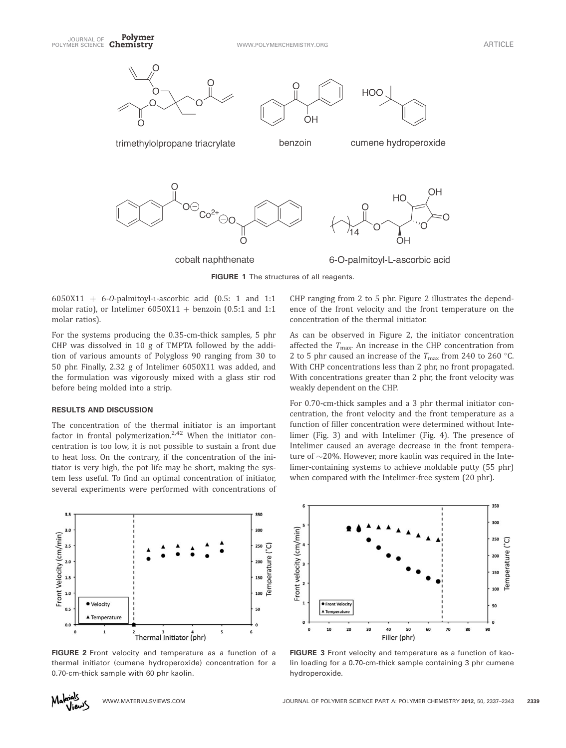FIGURE 1 The structures of all reagents.

6050X11 + 6-*O*-palmitoyl-L-ascorbic acid (0.5: 1 and 1:1 molar ratio), or Intelimer 6050X11 + benzoin (0.5:1 and 1:1 molar ratios).

For the systems producing the 0.35-cm-thick samples, 5 phr CHP was dissolved in 10 g of TMPTA followed by the addition of various amounts of Polygloss 90 ranging from 30 to 50 phr. Finally, 2.32 g of Intelimer 6050X11 was added, and the formulation was vigorously mixed with a glass stir rod before being molded into a strip.

## RESULTS AND DISCUSSION

The concentration of the thermal initiator is an important factor in frontal polymerization.[2,42] When the initiator concentration is too low, it is not possible to sustain a front due to heat loss. On the contrary, if the concentration of the initiator is very high, the pot life may be short, making the system less useful. To find an optimal concentration of initiator, several experiments were performed with concentrations of CHP ranging from 2 to 5 phr. Figure 2 illustrates the dependence of the front velocity and the front temperature on the concentration of the thermal initiator.

As can be observed in Figure 2, the initiator concentration affected the $T_{max}$. An increase in the CHP concentration from 2 to 5 phr caused an increase of the $T_{max}$ from 240 to 260 °C. With CHP concentrations less than 2 phr, no front propagated. With concentrations greater than 2 phr, the front velocity was weakly dependent on the CHP.

For 0.70-cm-thick samples and a 3 phr thermal initiator concentration, the front velocity and the front temperature as a function of filler concentration were determined without Intelimer (Fig. 3) and with Intelimer (Fig. 4). The presence of Intelimer caused an average decrease in the front temperature of ~20%. However, more kaolin was required in the Intelimer-containing systems to achieve moldable putty (55 phr) when compared with the Intelimer-free system (20 phr).

FIGURE 2 Front velocity and temperature as a function of a thermal initiator (cumene hydroperoxide) concentration for a 0.70-cm-thick sample with 60 phr kaolin.

FIGURE 3 Front velocity and temperature as a function of kaolin loading for a 0.70-cm-thick sample containing 3 phr cumene hydroperoxide.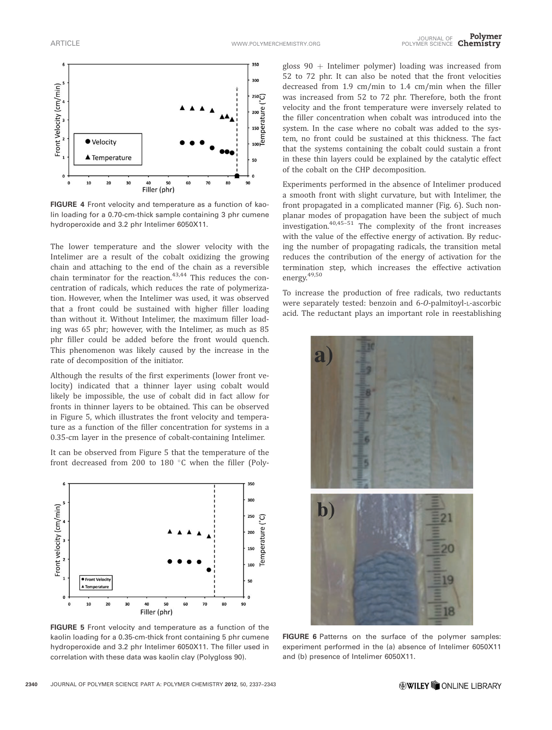**FIGURE 4** Front velocity and temperature as a function of kaolin loading for a 0.70-cm-thick sample containing 3 phr cumene hydroperoxide and 3.2 phr Intelimer 6050X11.

The lower temperature and the slower velocity with the Intelimer are a result of the cobalt oxidizing the growing chain and attaching to the end of the chain as a reversible chain terminator for the reaction.[43,44] This reduces the concentration of radicals, which reduces the rate of polymerization. However, when the Intelimer was used, it was observed that a front could be sustained with higher filler loading than without it. Without Intelimer, the maximum filler loading was 65 phr; however, with the Intelimer, as much as 85 phr filler could be added before the front would quench. This phenomenon was likely caused by the increase in the rate of decomposition of the initiator.

Although the results of the first experiments (lower front velocity) indicated that a thinner layer using cobalt would likely be impossible, the use of cobalt did in fact allow for fronts in thinner layers to be obtained. This can be observed in Figure 5, which illustrates the front velocity and temperature as a function of the filler concentration for systems in a 0.35-cm layer in the presence of cobalt-containing Intelimer.

It can be observed from Figure 5 that the temperature of the front decreased from 200 to 180 °C when the filler (Polygloss 90 + Intelimer polymer) loading was increased from 52 to 72 phr. It can also be noted that the front velocities decreased from 1.9 cm/min to 1.4 cm/min when the filler was increased from 52 to 72 phr. Therefore, both the front velocity and the front temperature were inversely related to the filler concentration when cobalt was introduced into the system. In the case where no cobalt was added to the system, no front could be sustained at this thickness. The fact that the systems containing the cobalt could sustain a front in these thin layers could be explained by the catalytic effect of the cobalt on the CHP decomposition.

**FIGURE 5** Front velocity and temperature as a function of the kaolin loading for a 0.35-cm-thick front containing 5 phr cumene hydroperoxide and 3.2 phr Intelimer 6050X11. The filler used in correlation with these data was kaolin clay (Polygloss 90).

Experiments performed in the absence of Intelimer produced a smooth front with slight curvature, but with Intelimer, the front propagated in a complicated manner (Fig. 6). Such nonplanar modes of propagation have been the subject of much investigation.[40,45–51] The complexity of the front increases with the value of the effective energy of activation. By reducing the number of propagating radicals, the transition metal reduces the contribution of the energy of activation for the termination step, which increases the effective activation energy.[49,50]

To increase the production of free radicals, two reductants were separately tested: benzoin and 6-*O*-palmitoyl-L-ascorbic acid. The reductant plays an important role in reestablishing

**FIGURE 6** Patterns on the surface of the polymer samples: experiment performed in the (a) absence of Intelimer 6050X11 and (b) presence of Intelimer 6050X11.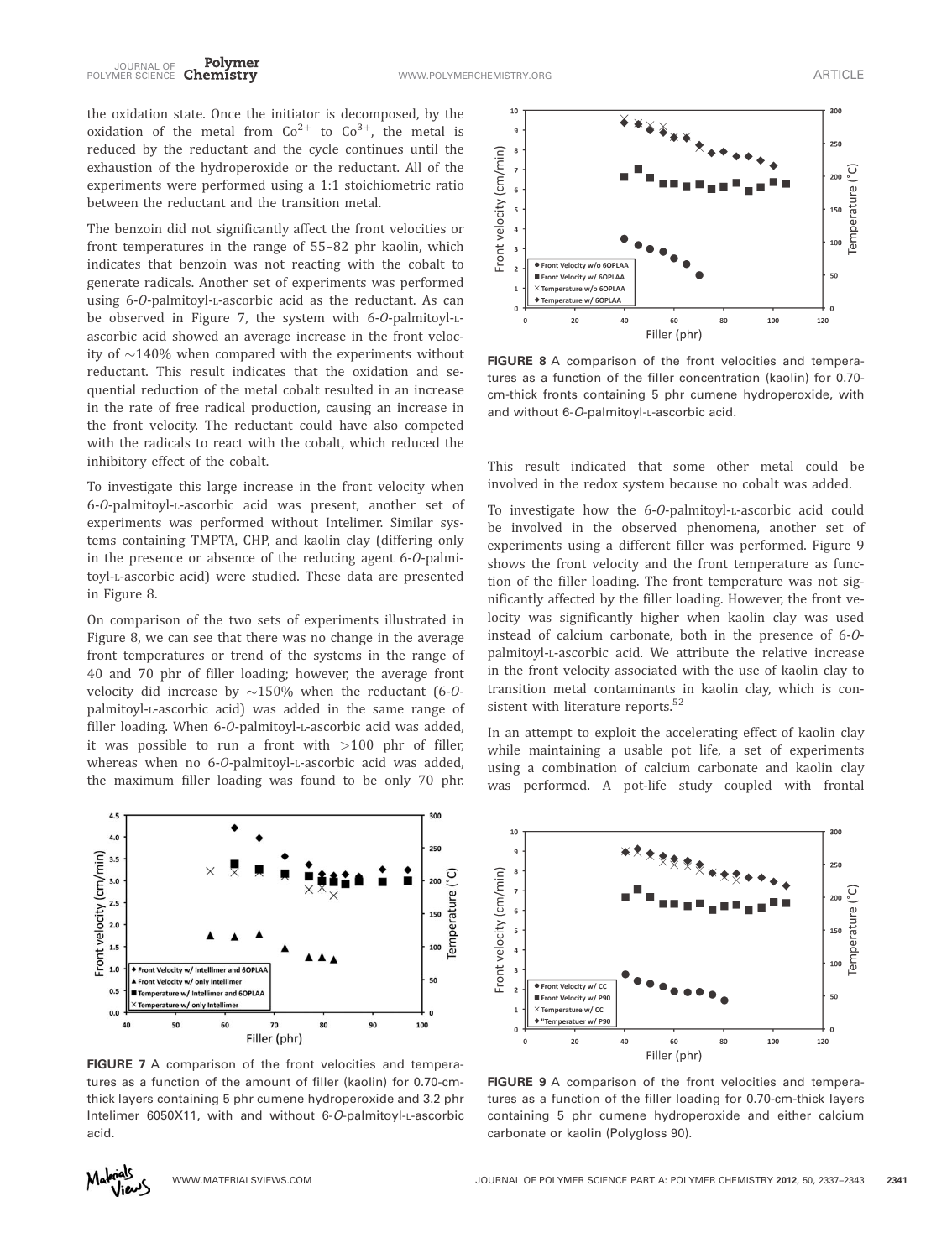the oxidation state. Once the initiator is decomposed, by the oxidation of the metal from $Co^{2+}$ to $Co^{3+}$, the metal is reduced by the reductant and the cycle continues until the exhaustion of the hydroperoxide or the reductant. All of the experiments were performed using a 1:1 stoichiometric ratio between the reductant and the transition metal.

The benzoin did not significantly affect the front velocities or front temperatures in the range of 55–82 phr kaolin, which indicates that benzoin was not reacting with the cobalt to generate radicals. Another set of experiments was performed using 6-*O*-palmitoyl-L-ascorbic acid as the reductant. As can be observed in Figure 7, the system with 6-*O*-palmitoyl-L-ascorbic acid showed an average increase in the front velocity of ~140% when compared with the experiments without reductant. This result indicates that the oxidation and sequential reduction of the metal cobalt resulted in an increase in the rate of free radical production, causing an increase in the front velocity. The reductant could have also competed with the radicals to react with the cobalt, which reduced the inhibitory effect of the cobalt.

To investigate this large increase in the front velocity when 6-*O*-palmitoyl-L-ascorbic acid was present, another set of experiments was performed without Intelimer. Similar systems containing TMPTA, CHP, and kaolin clay (differing only in the presence or absence of the reducing agent 6-*O*-palmitoyl-L-ascorbic acid) were studied. These data are presented in Figure 8.

On comparison of the two sets of experiments illustrated in Figure 8, we can see that there was no change in the average front temperatures or trend of the systems in the range of 40 and 70 phr of filler loading; however, the average front velocity did increase by ~150% when the reductant (6-*O*-palmitoyl-L-ascorbic acid) was added in the same range of filler loading. When 6-*O*-palmitoyl-L-ascorbic acid was added, it was possible to run a front with >100 phr of filler, whereas when no 6-*O*-palmitoyl-L-ascorbic acid was added, the maximum filler loading was found to be only 70 phr.

**FIGURE 7** A comparison of the front velocities and temperatures as a function of the amount of filler (kaolin) for 0.70-cm-thick layers containing 5 phr cumene hydroperoxide and 3.2 phr Intelimer 6050X11, with and without 6-*O*-palmitoyl-L-ascorbic acid.

**FIGURE 8** A comparison of the front velocities and temperatures as a function of the filler concentration (kaolin) for 0.70-cm-thick fronts containing 5 phr cumene hydroperoxide, with and without 6-*O*-palmitoyl-L-ascorbic acid.

This result indicated that some other metal could be involved in the redox system because no cobalt was added.

To investigate how the 6-*O*-palmitoyl-L-ascorbic acid could be involved in the observed phenomena, another set of experiments using a different filler was performed. Figure 9 shows the front velocity and the front temperature as function of the filler loading. The front temperature was not significantly affected by the filler loading. However, the front velocity was significantly higher when kaolin clay was used instead of calcium carbonate, both in the presence of 6-*O*-palmitoyl-L-ascorbic acid. We attribute the relative increase in the front velocity associated with the use of kaolin clay to transition metal contaminants in kaolin clay, which is consistent with literature reports.[52]

In an attempt to exploit the accelerating effect of kaolin clay while maintaining a usable pot life, a set of experiments using a combination of calcium carbonate and kaolin clay was performed. A pot-life study coupled with frontal

**FIGURE 9** A comparison of the front velocities and temperatures as a function of the filler loading for 0.70-cm-thick layers containing 5 phr cumene hydroperoxide and either calcium carbonate or kaolin (Polygloss 90).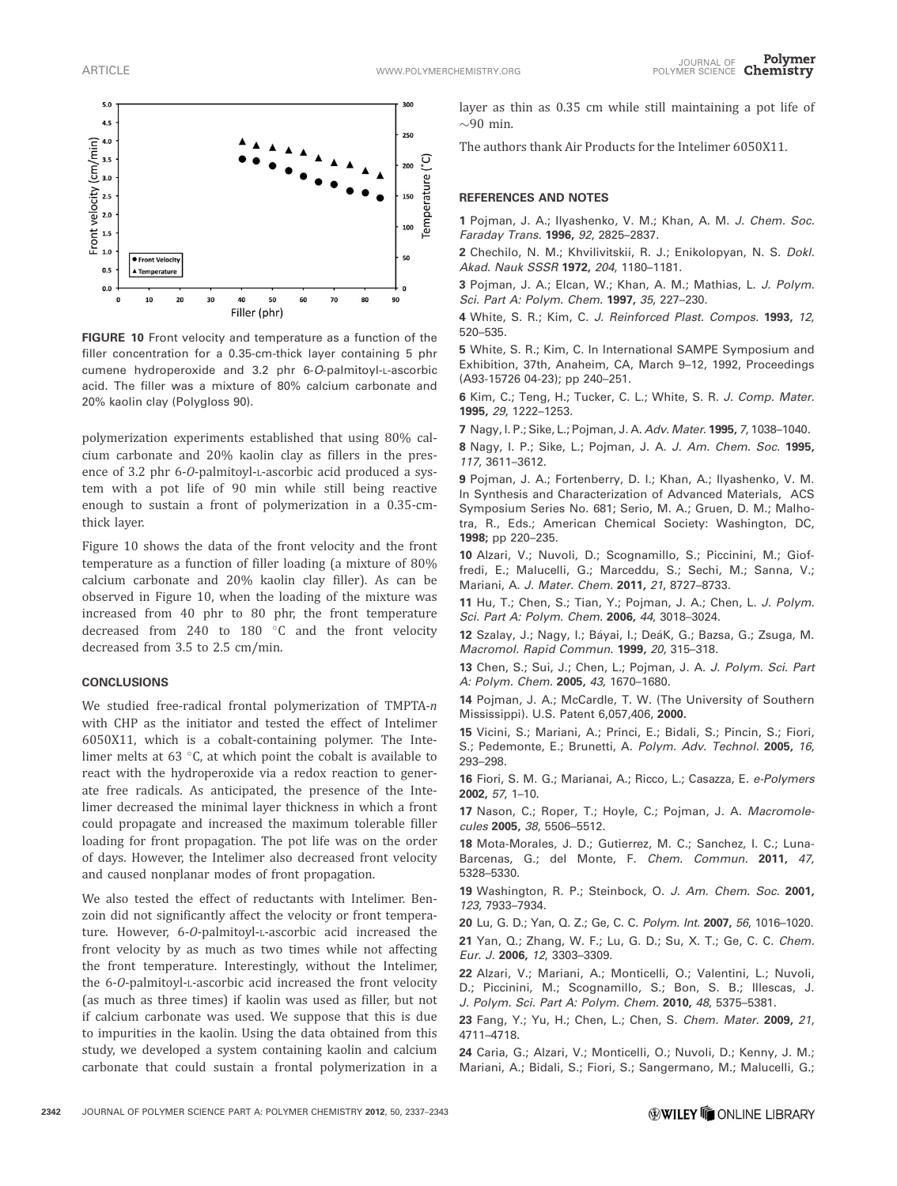**FIGURE 10** Front velocity and temperature as a function of the filler concentration for a 0.35-cm-thick layer containing 5 phr cumene hydroperoxide and 3.2 phr 6-*O*-palmitoyl-L-ascorbic acid. The filler was a mixture of 80% calcium carbonate and 20% kaolin clay (Polygloss 90).

polymerization experiments established that using 80% calcium carbonate and 20% kaolin clay as fillers in the presence of 3.2 phr 6-*O*-palmitoyl-L-ascorbic acid produced a system with a pot life of 90 min while still being reactive enough to sustain a front of polymerization in a 0.35-cm-thick layer.

Figure 10 shows the data of the front velocity and the front temperature as a function of filler loading (a mixture of 80% calcium carbonate and 20% kaolin clay filler). As can be observed in Figure 10, when the loading of the mixture was increased from 40 phr to 80 phr, the front temperature decreased from 240 to 180 °C and the front velocity decreased from 3.5 to 2.5 cm/min.

## CONCLUSIONS

We studied free-radical frontal polymerization of TMPTA-*n* with CHP as the initiator and tested the effect of Intelimer 6050X11, which is a cobalt-containing polymer. The Intelimer melts at 63 °C, at which point the cobalt is available to react with the hydroperoxide via a redox reaction to generate free radicals. As anticipated, the presence of the Intelimer decreased the minimal layer thickness in which a front could propagate and increased the maximum tolerable filler loading for front propagation. The pot life was on the order of days. However, the Intelimer also decreased front velocity and caused nonplanar modes of front propagation.

We also tested the effect of reductants with Intelimer. Benzoin did not significantly affect the velocity or front temperature. However, 6-*O*-palmitoyl-L-ascorbic acid increased the front velocity by as much as two times while not affecting the front temperature. Interestingly, without the Intelimer, the 6-*O*-palmitoyl-L-ascorbic acid increased the front velocity (as much as three times) if kaolin was used as filler, but not if calcium carbonate was used. We suppose that this is due to impurities in the kaolin. Using the data obtained from this study, we developed a system containing kaolin and calcium carbonate that could sustain a frontal polymerization in a layer as thin as 0.35 cm while still maintaining a pot life of ~90 min.

The authors thank Air Products for the Intelimer 6050X11.

## REFERENCES AND NOTES

1 Pojman, J. A.; Ilyashenko, V. M.; Khan, A. M. *J. Chem. Soc. Faraday Trans.* **1996,** *92*, 2825–2837.

2 Chechilo, N. M.; Khvilivitskii, R. J.; Enikolopyan, N. S. *Dokl. Akad. Nauk SSSR* **1972,** *204*, 1180–1181.

3 Pojman, J. A.; Elcan, W.; Khan, A. M.; Mathias, L. *J. Polym. Sci. Part A: Polym. Chem.* **1997,** *35*, 227–230.

4 White, S. R.; Kim, C. *J. Reinforced Plast. Compos.* **1993,** *12*, 520–535.

5 White, S. R.; Kim, C. In International SAMPE Symposium and Exhibition, 37th, Anaheim, CA, March 9–12, 1992, Proceedings (A93-15726 04-23); pp 240–251.

6 Kim, C.; Teng, H.; Tucker, C. L.; White, S. R. *J. Comp. Mater.* **1995,** *29*, 1222–1253.

7 Nagy, I. P.; Sike, L.; Pojman, J. A. *Adv. Mater.* **1995,** *7*, 1038–1040.

8 Nagy, I. P.; Sike, L.; Pojman, J. A. *J. Am. Chem. Soc.* **1995,** *117*, 3611–3612.

9 Pojman, J. A.; Fortenberry, D. I.; Khan, A.; Ilyashenko, V. M. In Synthesis and Characterization of Advanced Materials, ACS Symposium Series No. 681; Serio, M. A.; Gruen, D. M.; Malhotra, R., Eds.; American Chemical Society: Washington, DC, **1998**; pp 220–235.

10 Alzari, V.; Nuvoli, D.; Scognamillo, S.; Piccinini, M.; Gioffredi, E.; Malucelli, G.; Marceddu, S.; Sechi, M.; Sanna, V.; Mariani, A. *J. Mater. Chem.* **2011,** *21*, 8727–8733.

11 Hu, T.; Chen, S.; Tian, Y.; Pojman, J. A.; Chen, L. *J. Polym. Sci. Part A: Polym. Chem.* **2006,** *44*, 3018–3024.

12 Szalay, J.; Nagy, I.; Báyai, I.; DeáK, G.; Bazsa, G.; Zsuga, M. *Macromol. Rapid Commun.* **1999,** *20*, 315–318.

13 Chen, S.; Sui, J.; Chen, L.; Pojman, J. A. *J. Polym. Sci. Part A: Polym. Chem.* **2005,** *43*, 1670–1680.

14 Pojman, J. A.; McCardle, T. W. (The University of Southern Mississippi). U.S. Patent 6,057,406, **2000.**

15 Vicini, S.; Mariani, A.; Princi, E.; Bidali, S.; Pincin, S.; Fiori, S.; Pedemonte, E.; Brunetti, A. *Polym. Adv. Technol.* **2005,** *16*, 293–298.

16 Fiori, S. M. G.; Marianai, A.; Ricco, L.; Casazza, E. *e-Polymers* **2002,** *57*, 1–10.

17 Nason, C.; Roper, T.; Hoyle, C.; Pojman, J. A. *Macromolecules* **2005,** *38*, 5506–5512.

18 Mota-Morales, J. D.; Gutierrez, M. C.; Sanchez, I. C.; Luna-Barcenas, G.; del Monte, F. *Chem. Commun.* **2011,** *47*, 5328–5330.

19 Washington, R. P.; Steinbock, O. *J. Am. Chem. Soc.* **2001,** *123*, 7933–7934.

20 Lu, G. D.; Yan, Q. Z.; Ge, C. C. *Polym. Int.* **2007,** *56*, 1016–1020.

21 Yan, Q.; Zhang, W. F.; Lu, G. D.; Su, X. T.; Ge, C. C. *Chem. Eur. J.* **2006,** *12*, 3303–3309.

22 Alzari, V.; Mariani, A.; Monticelli, O.; Valentini, L.; Nuvoli, D.; Piccinini, M.; Scognamillo, S.; Bon, S. B.; Illescas, J. *J. Polym. Sci. Part A: Polym. Chem.* **2010,** *48*, 5375–5381.

23 Fang, Y.; Yu, H.; Chen, L.; Chen, S. *Chem. Mater.* **2009,** *21*, 4711–4718.

24 Caria, G.; Alzari, V.; Monticelli, O.; Nuvoli, D.; Kenny, J. M.; Mariani, A.; Bidali, S.; Fiori, S.; Sangermano, M.; Malucelli, G.;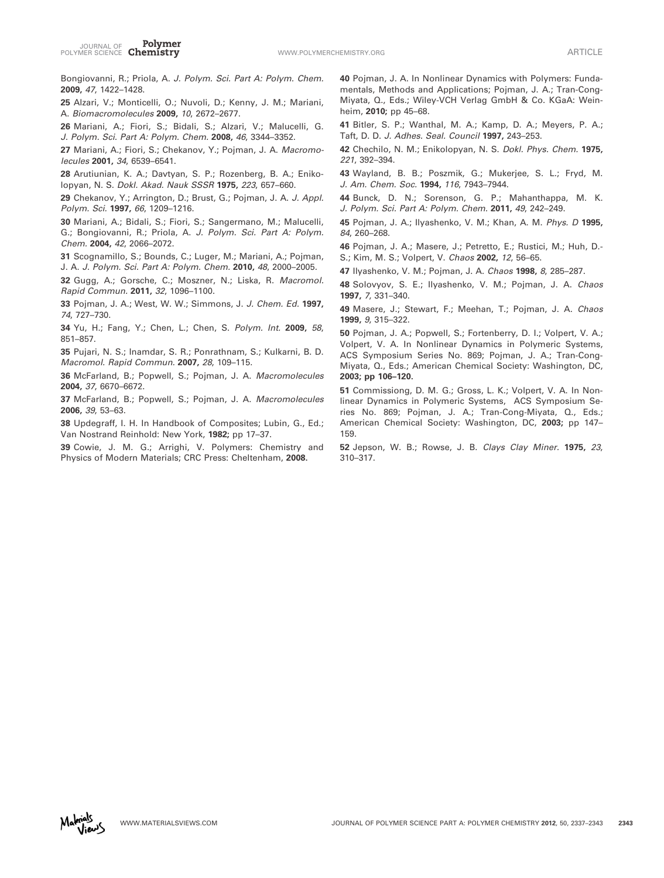Bongiovanni, R.; Priola, A. *J. Polym. Sci. Part A: Polym. Chem.* **2009,** *47*, 1422–1428.

**25** Alzari, V.; Monticelli, O.; Nuvoli, D.; Kenny, J. M.; Mariani, A. *Biomacromolecules* **2009,** *10*, 2672–2677.

**26** Mariani, A.; Fiori, S.; Bidali, S.; Alzari, V.; Malucelli, G. *J. Polym. Sci. Part A: Polym. Chem.* **2008,** *46*, 3344–3352.

**27** Mariani, A.; Fiori, S.; Chekanov, Y.; Pojman, J. A. *Macromolecules* **2001,** *34*, 6539–6541.

**28** Arutiunian, K. A.; Davtyan, S. P.; Rozenberg, B. A.; Enikolopyan, N. S. *Dokl. Akad. Nauk SSSR* **1975,** *223*, 657–660.

**29** Chekanov, Y.; Arrington, D.; Brust, G.; Pojman, J. A. *J. Appl. Polym. Sci.* **1997,** *66*, 1209–1216.

**30** Mariani, A.; Bidali, S.; Fiori, S.; Sangermano, M.; Malucelli, G.; Bongiovanni, R.; Priola, A. *J. Polym. Sci. Part A: Polym. Chem.* **2004,** *42*, 2066–2072.

**31** Scognamillo, S.; Bounds, C.; Luger, M.; Mariani, A.; Pojman, J. A. *J. Polym. Sci. Part A: Polym. Chem.* **2010,** *48*, 2000–2005.

**32** Gugg, A.; Gorsche, C.; Moszner, N.; Liska, R. *Macromol. Rapid Commun.* **2011,** *32*, 1096–1100.

**33** Pojman, J. A.; West, W. W.; Simmons, J. *J. Chem. Ed.* **1997,** *74*, 727–730.

**34** Yu, H.; Fang, Y.; Chen, L.; Chen, S. *Polym. Int.* **2009,** *58*, 851–857.

**35** Pujari, N. S.; Inamdar, S. R.; Ponrathnam, S.; Kulkarni, B. D. *Macromol. Rapid Commun.* **2007,** *28*, 109–115.

**36** McFarland, B.; Popwell, S.; Pojman, J. A. *Macromolecules* **2004,** *37*, 6670–6672.

**37** McFarland, B.; Popwell, S.; Pojman, J. A. *Macromolecules* **2006,** *39*, 53–63.

**38** Updegraff, I. H. In Handbook of Composites; Lubin, G., Ed.; Van Nostrand Reinhold: New York, **1982;** pp 17–37.

**39** Cowie, J. M. G.; Arrighi, V. Polymers: Chemistry and Physics of Modern Materials; CRC Press: Cheltenham, **2008.**

**40** Pojman, J. A. In Nonlinear Dynamics with Polymers: Fundamentals, Methods and Applications; Pojman, J. A.; Tran-Cong-Miyata, Q., Eds.; Wiley-VCH Verlag GmbH & Co. KGaA: Weinheim, **2010;** pp 45–68.

**41** Bitler, S. P.; Wanthal, M. A.; Kamp, D. A.; Meyers, P. A.; Taft, D. D. *J. Adhes. Seal. Council* **1997,** 243–253.

**42** Chechilo, N. M.; Enikolopyan, N. S. *Dokl. Phys. Chem.* **1975,** *221*, 392–394.

**43** Wayland, B. B.; Poszmik, G.; Mukerjee, S. L.; Fryd, M. *J. Am. Chem. Soc.* **1994,** *116*, 7943–7944.

**44** Bunck, D. N.; Sorenson, G. P.; Mahanthappa, M. K. *J. Polym. Sci. Part A: Polym. Chem.* **2011,** *49*, 242–249.

**45** Pojman, J. A.; Ilyashenko, V. M.; Khan, A. M. *Phys. D* **1995,** *84*, 260–268.

**46** Pojman, J. A.; Masere, J.; Petretto, E.; Rustici, M.; Huh, D.-S.; Kim, M. S.; Volpert, V. *Chaos* **2002,** *12*, 56–65.

**47** Ilyashenko, V. M.; Pojman, J. A. *Chaos* **1998,** *8*, 285–287.

**48** Solovyov, S. E.; Ilyashenko, V. M.; Pojman, J. A. *Chaos* **1997,** *7*, 331–340.

**49** Masere, J.; Stewart, F.; Meehan, T.; Pojman, J. A. *Chaos* **1999,** *9*, 315–322.

**50** Pojman, J. A.; Popwell, S.; Fortenberry, D. I.; Volpert, V. A.; Volpert, V. A. In Nonlinear Dynamics in Polymeric Systems, ACS Symposium Series No. 869; Pojman, J. A.; Tran-Cong-Miyata, Q., Eds.; American Chemical Society: Washington, DC, **2003; pp 106–120.**

**51** Commissiong, D. M. G.; Gross, L. K.; Volpert, V. A. In Nonlinear Dynamics in Polymeric Systems, ACS Symposium Series No. 869; Pojman, J. A.; Tran-Cong-Miyata, Q., Eds.; American Chemical Society: Washington, DC, **2003;** pp 147–159.

**52** Jepson, W. B.; Rowse, J. B. *Clays Clay Miner.* **1975,** *23*, 310–317.